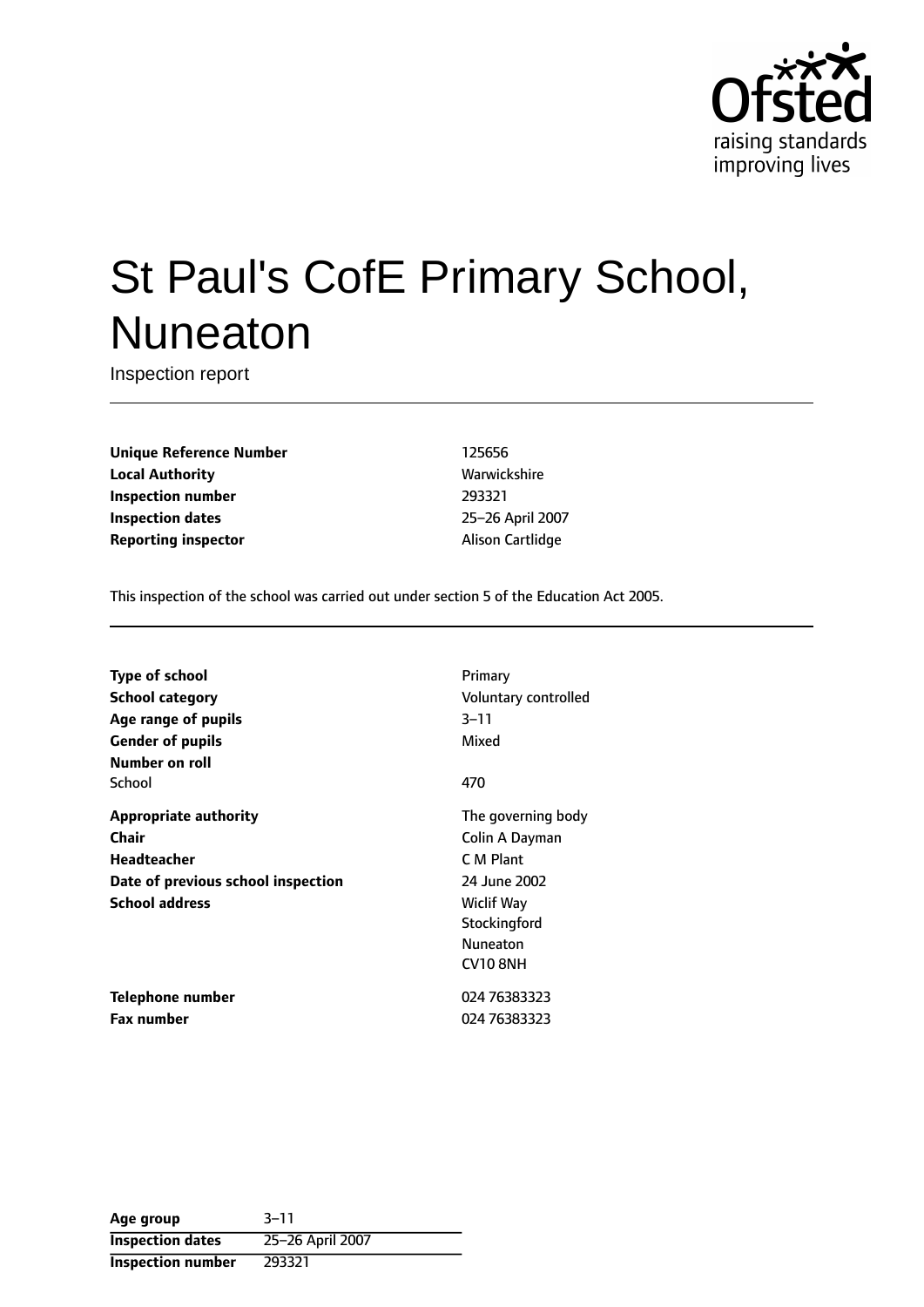# St Paul's CofE Primary School, Nuneaton

Inspection report

| | |
|---|---|
| **Unique Reference Number** | 125656 |
| **Local Authority** | Warwickshire |
| **Inspection number** | 293321 |
| **Inspection dates** | 25–26 April 2007 |
| **Reporting inspector** | Alison Cartlidge |

This inspection of the school was carried out under section 5 of the Education Act 2005.

| | |
|---|---|
| **Type of school** | Primary |
| **School category** | Voluntary controlled |
| **Age range of pupils** | 3–11 |
| **Gender of pupils** | Mixed |
| **Number on roll** | |
| School | 470 |
| **Appropriate authority** | The governing body |
| **Chair** | Colin A Dayman |
| **Headteacher** | C M Plant |
| **Date of previous school inspection** | 24 June 2002 |
| **School address** | Wiclif Way<br>Stockingford<br>Nuneaton<br>CV10 8NH |
| **Telephone number** | 024 76383323 |
| **Fax number** | 024 76383323 |

| | |
|---|---|
| **Age group** | 3–11 |
| **Inspection dates** | 25–26 April 2007 |
| **Inspection number** | 293321 |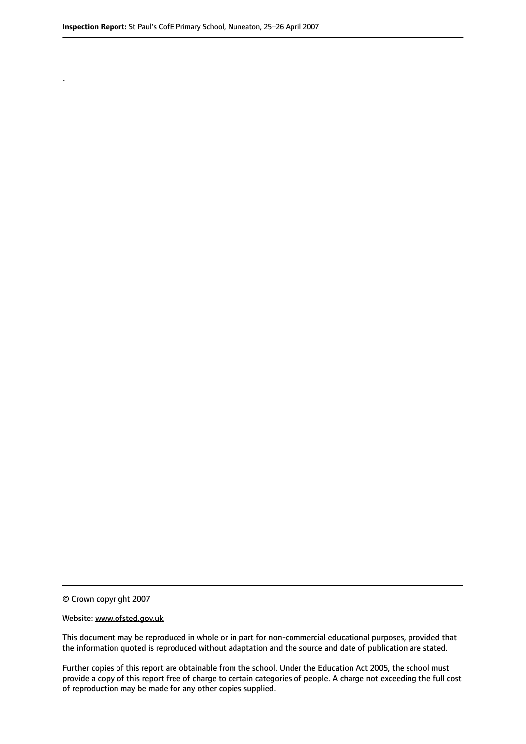.

© Crown copyright 2007

Website: www.ofsted.gov.uk

This document may be reproduced in whole or in part for non-commercial educational purposes, provided that the information quoted is reproduced without adaptation and the source and date of publication are stated.

Further copies of this report are obtainable from the school. Under the Education Act 2005, the school must provide a copy of this report free of charge to certain categories of people. A charge not exceeding the full cost of reproduction may be made for any other copies supplied.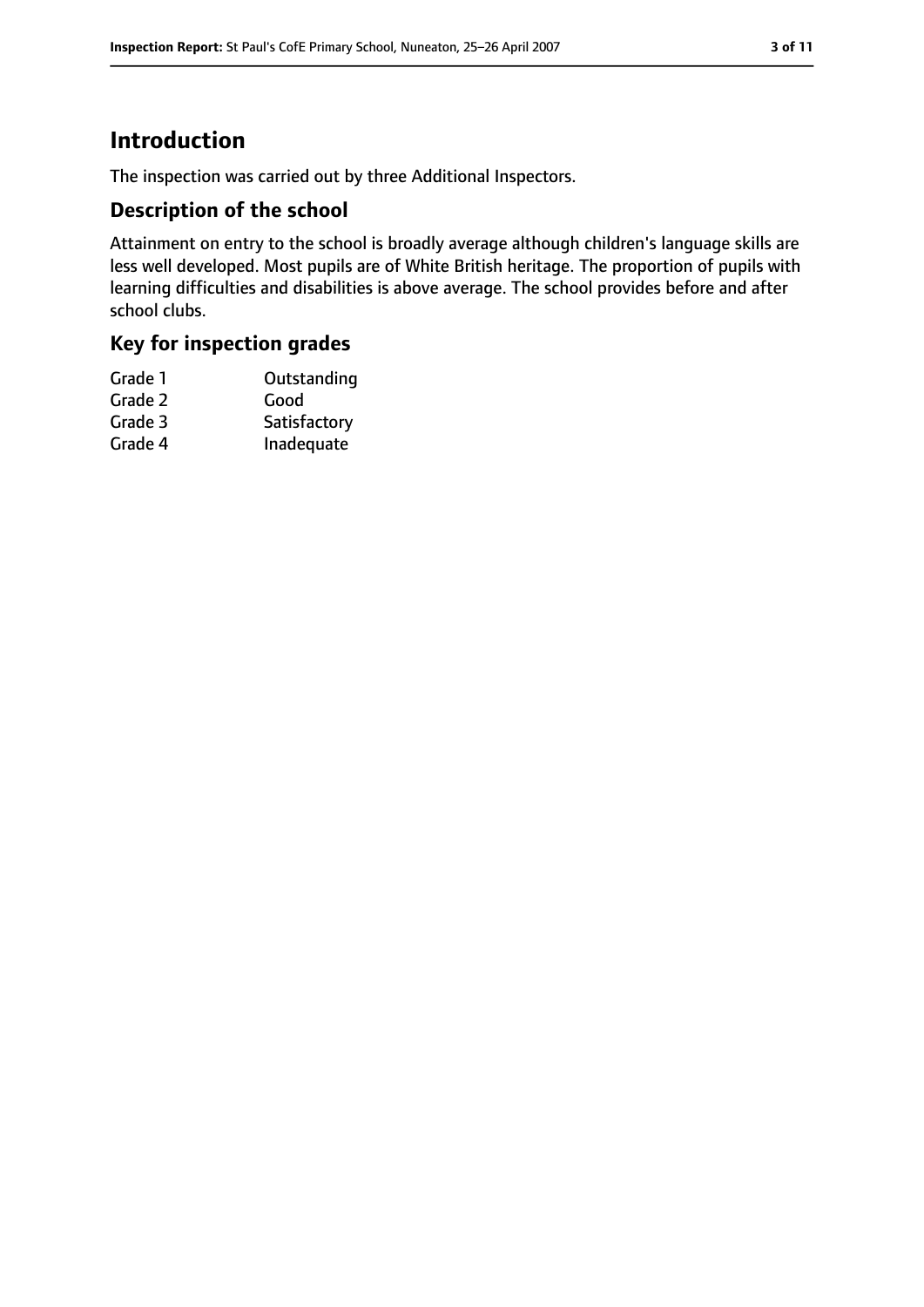# Introduction

The inspection was carried out by three Additional Inspectors.

## Description of the school

Attainment on entry to the school is broadly average although children's language skills are less well developed. Most pupils are of White British heritage. The proportion of pupils with learning difficulties and disabilities is above average. The school provides before and after school clubs.

## Key for inspection grades

| | |
|---|---|
| Grade 1 | Outstanding |
| Grade 2 | Good |
| Grade 3 | Satisfactory |
| Grade 4 | Inadequate |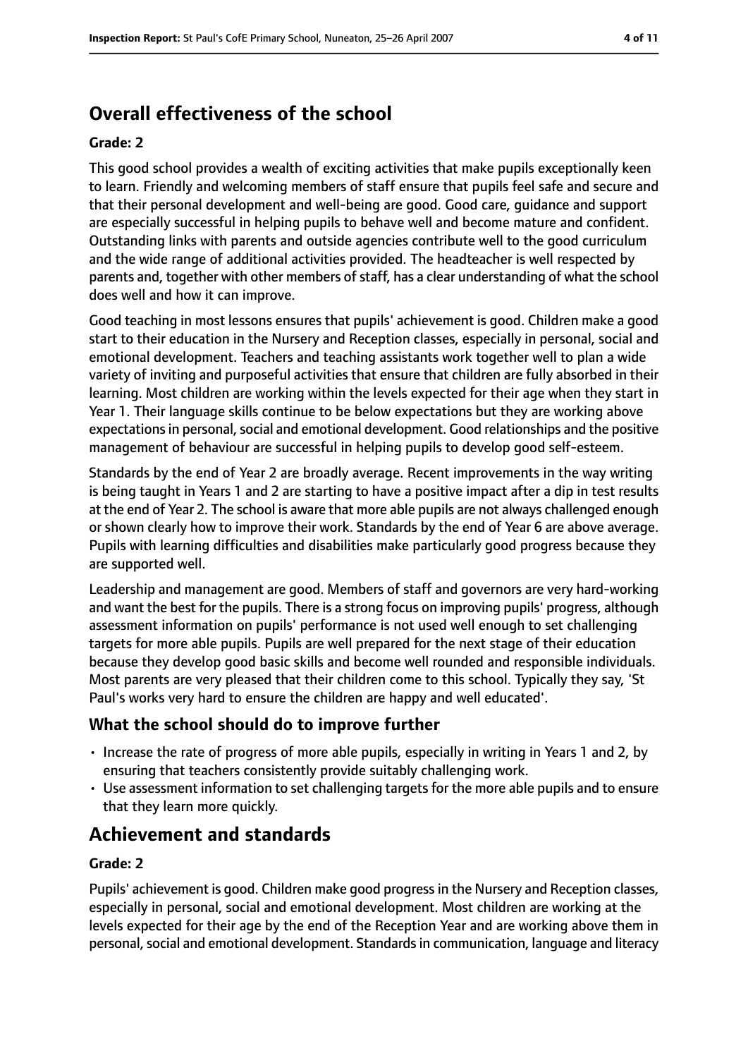## Overall effectiveness of the school

**Grade: 2**

This good school provides a wealth of exciting activities that make pupils exceptionally keen to learn. Friendly and welcoming members of staff ensure that pupils feel safe and secure and that their personal development and well-being are good. Good care, guidance and support are especially successful in helping pupils to behave well and become mature and confident. Outstanding links with parents and outside agencies contribute well to the good curriculum and the wide range of additional activities provided. The headteacher is well respected by parents and, together with other members of staff, has a clear understanding of what the school does well and how it can improve.

Good teaching in most lessons ensures that pupils' achievement is good. Children make a good start to their education in the Nursery and Reception classes, especially in personal, social and emotional development. Teachers and teaching assistants work together well to plan a wide variety of inviting and purposeful activities that ensure that children are fully absorbed in their learning. Most children are working within the levels expected for their age when they start in Year 1. Their language skills continue to be below expectations but they are working above expectations in personal, social and emotional development. Good relationships and the positive management of behaviour are successful in helping pupils to develop good self-esteem.

Standards by the end of Year 2 are broadly average. Recent improvements in the way writing is being taught in Years 1 and 2 are starting to have a positive impact after a dip in test results at the end of Year 2. The school is aware that more able pupils are not always challenged enough or shown clearly how to improve their work. Standards by the end of Year 6 are above average. Pupils with learning difficulties and disabilities make particularly good progress because they are supported well.

Leadership and management are good. Members of staff and governors are very hard-working and want the best for the pupils. There is a strong focus on improving pupils' progress, although assessment information on pupils' performance is not used well enough to set challenging targets for more able pupils. Pupils are well prepared for the next stage of their education because they develop good basic skills and become well rounded and responsible individuals. Most parents are very pleased that their children come to this school. Typically they say, 'St Paul's works very hard to ensure the children are happy and well educated'.

### What the school should do to improve further

- Increase the rate of progress of more able pupils, especially in writing in Years 1 and 2, by ensuring that teachers consistently provide suitably challenging work.
- Use assessment information to set challenging targets for the more able pupils and to ensure that they learn more quickly.

## Achievement and standards

**Grade: 2**

Pupils' achievement is good. Children make good progress in the Nursery and Reception classes, especially in personal, social and emotional development. Most children are working at the levels expected for their age by the end of the Reception Year and are working above them in personal, social and emotional development. Standards in communication, language and literacy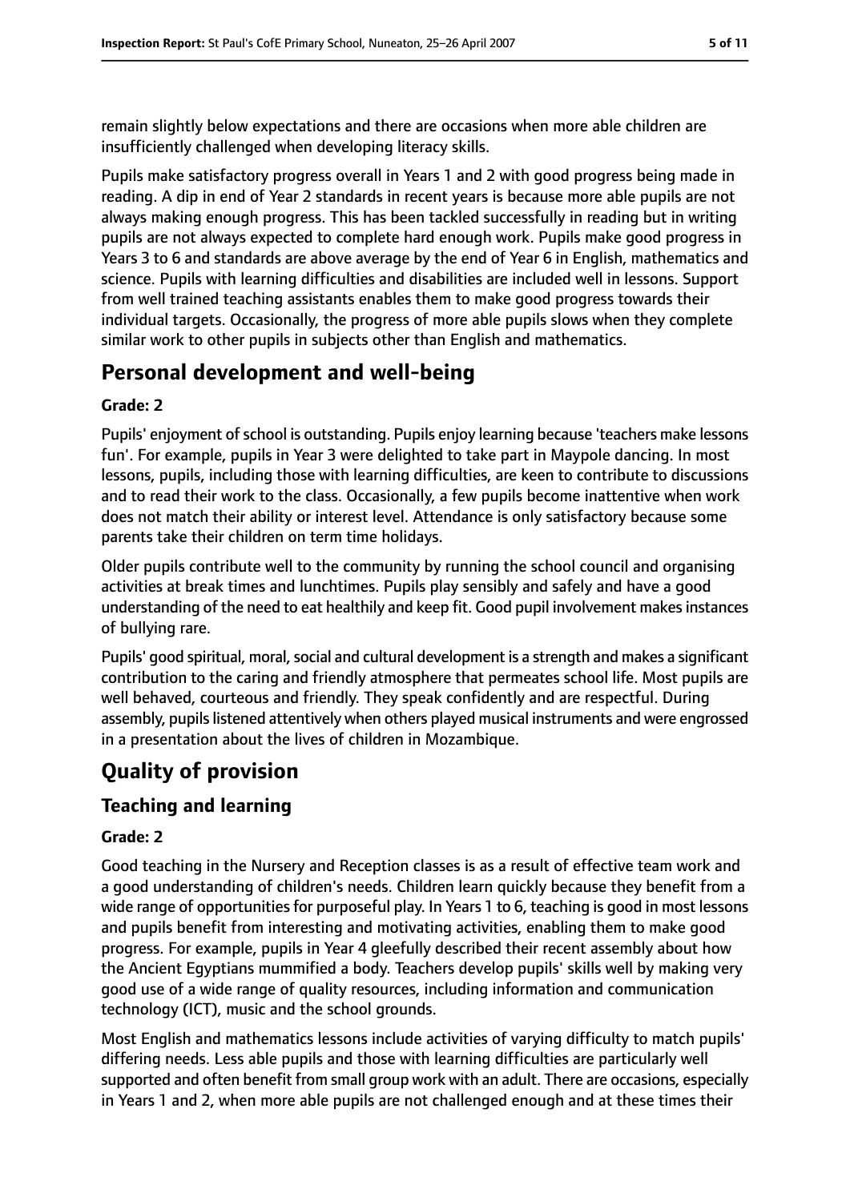remain slightly below expectations and there are occasions when more able children are insufficiently challenged when developing literacy skills.

Pupils make satisfactory progress overall in Years 1 and 2 with good progress being made in reading. A dip in end of Year 2 standards in recent years is because more able pupils are not always making enough progress. This has been tackled successfully in reading but in writing pupils are not always expected to complete hard enough work. Pupils make good progress in Years 3 to 6 and standards are above average by the end of Year 6 in English, mathematics and science. Pupils with learning difficulties and disabilities are included well in lessons. Support from well trained teaching assistants enables them to make good progress towards their individual targets. Occasionally, the progress of more able pupils slows when they complete similar work to other pupils in subjects other than English and mathematics.

## Personal development and well-being

**Grade: 2**

Pupils' enjoyment of school is outstanding. Pupils enjoy learning because 'teachers make lessons fun'. For example, pupils in Year 3 were delighted to take part in Maypole dancing. In most lessons, pupils, including those with learning difficulties, are keen to contribute to discussions and to read their work to the class. Occasionally, a few pupils become inattentive when work does not match their ability or interest level. Attendance is only satisfactory because some parents take their children on term time holidays.

Older pupils contribute well to the community by running the school council and organising activities at break times and lunchtimes. Pupils play sensibly and safely and have a good understanding of the need to eat healthily and keep fit. Good pupil involvement makes instances of bullying rare.

Pupils' good spiritual, moral, social and cultural development is a strength and makes a significant contribution to the caring and friendly atmosphere that permeates school life. Most pupils are well behaved, courteous and friendly. They speak confidently and are respectful. During assembly, pupils listened attentively when others played musical instruments and were engrossed in a presentation about the lives of children in Mozambique.

# Quality of provision

## Teaching and learning

**Grade: 2**

Good teaching in the Nursery and Reception classes is as a result of effective team work and a good understanding of children's needs. Children learn quickly because they benefit from a wide range of opportunities for purposeful play. In Years 1 to 6, teaching is good in most lessons and pupils benefit from interesting and motivating activities, enabling them to make good progress. For example, pupils in Year 4 gleefully described their recent assembly about how the Ancient Egyptians mummified a body. Teachers develop pupils' skills well by making very good use of a wide range of quality resources, including information and communication technology (ICT), music and the school grounds.

Most English and mathematics lessons include activities of varying difficulty to match pupils' differing needs. Less able pupils and those with learning difficulties are particularly well supported and often benefit from small group work with an adult. There are occasions, especially in Years 1 and 2, when more able pupils are not challenged enough and at these times their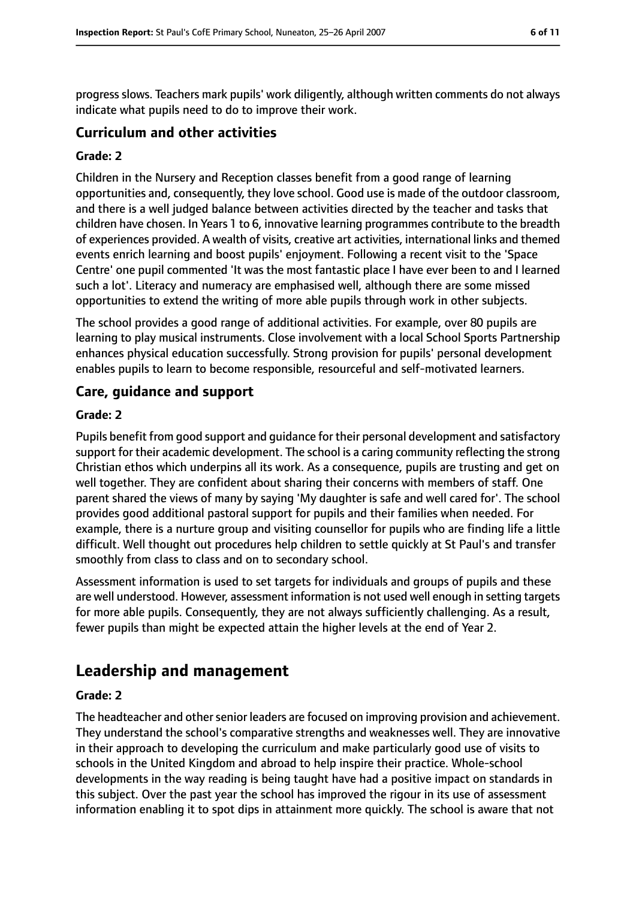progress slows. Teachers mark pupils' work diligently, although written comments do not always indicate what pupils need to do to improve their work.

### Curriculum and other activities

#### Grade: 2

Children in the Nursery and Reception classes benefit from a good range of learning opportunities and, consequently, they love school. Good use is made of the outdoor classroom, and there is a well judged balance between activities directed by the teacher and tasks that children have chosen. In Years 1 to 6, innovative learning programmes contribute to the breadth of experiences provided. A wealth of visits, creative art activities, international links and themed events enrich learning and boost pupils' enjoyment. Following a recent visit to the 'Space Centre' one pupil commented 'It was the most fantastic place I have ever been to and I learned such a lot'. Literacy and numeracy are emphasised well, although there are some missed opportunities to extend the writing of more able pupils through work in other subjects.

The school provides a good range of additional activities. For example, over 80 pupils are learning to play musical instruments. Close involvement with a local School Sports Partnership enhances physical education successfully. Strong provision for pupils' personal development enables pupils to learn to become responsible, resourceful and self-motivated learners.

### Care, guidance and support

#### Grade: 2

Pupils benefit from good support and guidance for their personal development and satisfactory support for their academic development. The school is a caring community reflecting the strong Christian ethos which underpins all its work. As a consequence, pupils are trusting and get on well together. They are confident about sharing their concerns with members of staff. One parent shared the views of many by saying 'My daughter is safe and well cared for'. The school provides good additional pastoral support for pupils and their families when needed. For example, there is a nurture group and visiting counsellor for pupils who are finding life a little difficult. Well thought out procedures help children to settle quickly at St Paul's and transfer smoothly from class to class and on to secondary school.

Assessment information is used to set targets for individuals and groups of pupils and these are well understood. However, assessment information is not used well enough in setting targets for more able pupils. Consequently, they are not always sufficiently challenging. As a result, fewer pupils than might be expected attain the higher levels at the end of Year 2.

## Leadership and management

#### Grade: 2

The headteacher and other senior leaders are focused on improving provision and achievement. They understand the school's comparative strengths and weaknesses well. They are innovative in their approach to developing the curriculum and make particularly good use of visits to schools in the United Kingdom and abroad to help inspire their practice. Whole-school developments in the way reading is being taught have had a positive impact on standards in this subject. Over the past year the school has improved the rigour in its use of assessment information enabling it to spot dips in attainment more quickly. The school is aware that not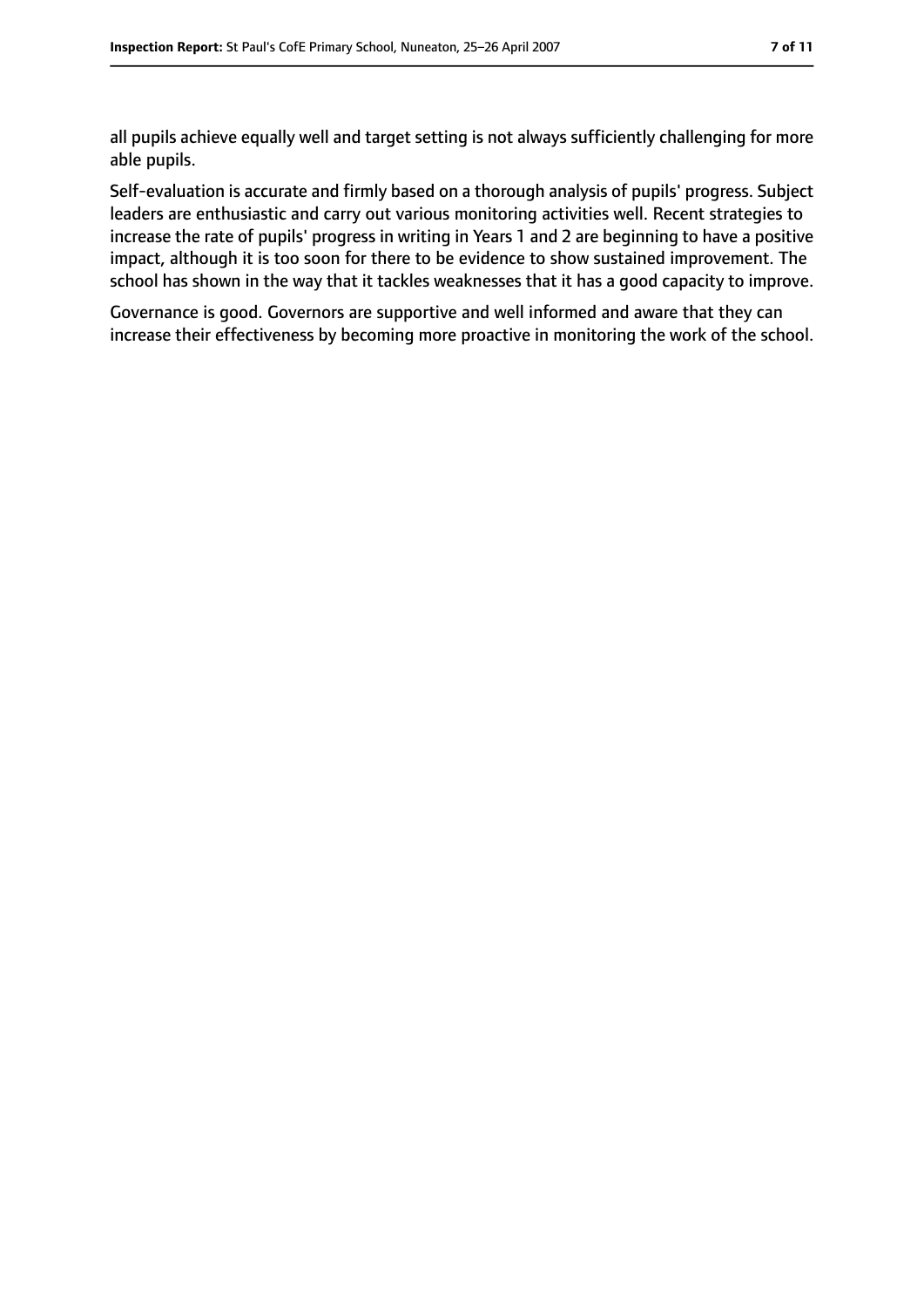all pupils achieve equally well and target setting is not always sufficiently challenging for more able pupils.

Self-evaluation is accurate and firmly based on a thorough analysis of pupils' progress. Subject leaders are enthusiastic and carry out various monitoring activities well. Recent strategies to increase the rate of pupils' progress in writing in Years 1 and 2 are beginning to have a positive impact, although it is too soon for there to be evidence to show sustained improvement. The school has shown in the way that it tackles weaknesses that it has a good capacity to improve.

Governance is good. Governors are supportive and well informed and aware that they can increase their effectiveness by becoming more proactive in monitoring the work of the school.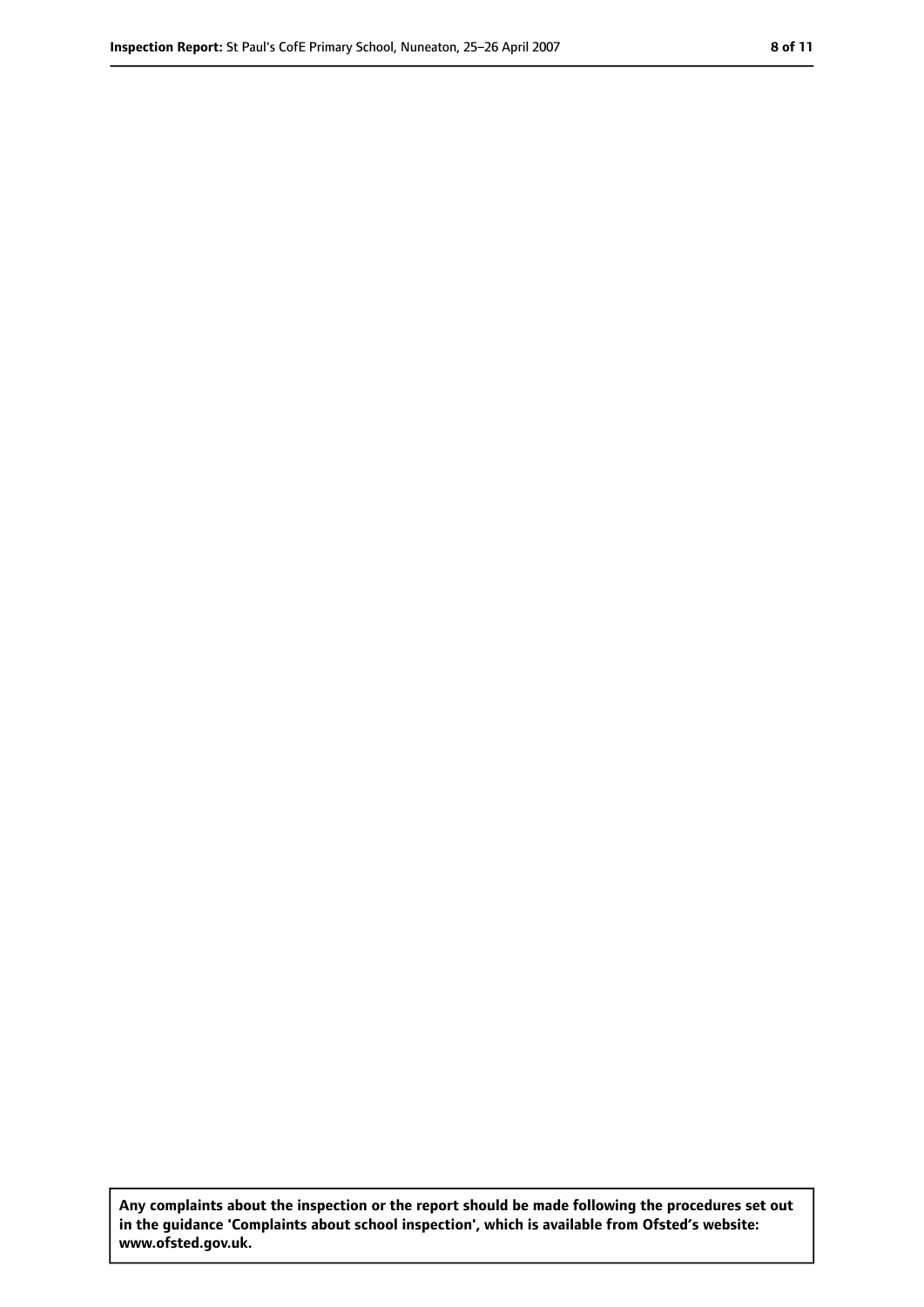**Any complaints about the inspection or the report should be made following the procedures set out in the guidance 'Complaints about school inspection', which is available from Ofsted's website: www.ofsted.gov.uk.**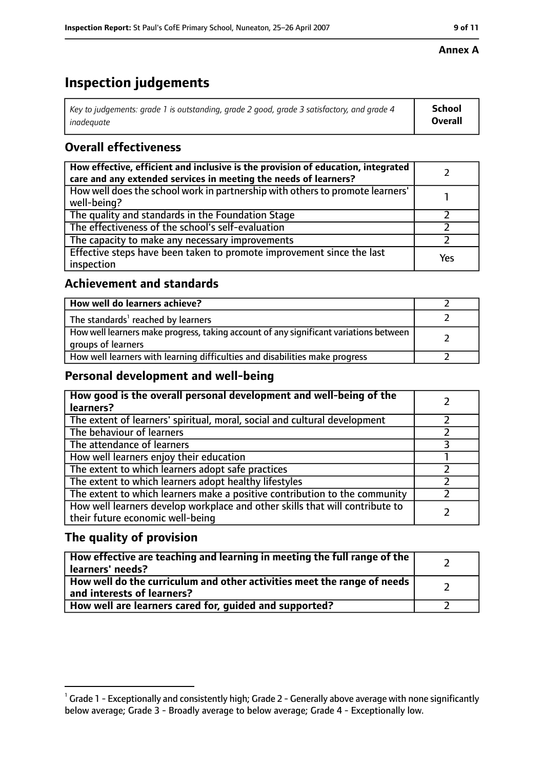**Annex A**

# Inspection judgements

| *Key to judgements: grade 1 is outstanding, grade 2 good, grade 3 satisfactory, and grade 4 inadequate* | **School Overall** |
|---|---|

## Overall effectiveness

| | |
|---|---|
| **How effective, efficient and inclusive is the provision of education, integrated care and any extended services in meeting the needs of learners?** | 2 |
| How well does the school work in partnership with others to promote learners' well-being? | 1 |
| The quality and standards in the Foundation Stage | 2 |
| The effectiveness of the school's self-evaluation | 2 |
| The capacity to make any necessary improvements | 2 |
| Effective steps have been taken to promote improvement since the last inspection | Yes |

## Achievement and standards

| | |
|---|---|
| **How well do learners achieve?** | 2 |
| The standards[1] reached by learners | 2 |
| How well learners make progress, taking account of any significant variations between groups of learners | 2 |
| How well learners with learning difficulties and disabilities make progress | 2 |

## Personal development and well-being

| | |
|---|---|
| **How good is the overall personal development and well-being of the learners?** | 2 |
| The extent of learners' spiritual, moral, social and cultural development | 2 |
| The behaviour of learners | 2 |
| The attendance of learners | 3 |
| How well learners enjoy their education | 1 |
| The extent to which learners adopt safe practices | 2 |
| The extent to which learners adopt healthy lifestyles | 2 |
| The extent to which learners make a positive contribution to the community | 2 |
| How well learners develop workplace and other skills that will contribute to their future economic well-being | 2 |

## The quality of provision

| | |
|---|---|
| **How effective are teaching and learning in meeting the full range of the learners' needs?** | 2 |
| **How well do the curriculum and other activities meet the range of needs and interests of learners?** | 2 |
| **How well are learners cared for, guided and supported?** | 2 |

[1] Grade 1 - Exceptionally and consistently high; Grade 2 - Generally above average with none significantly below average; Grade 3 - Broadly average to below average; Grade 4 - Exceptionally low.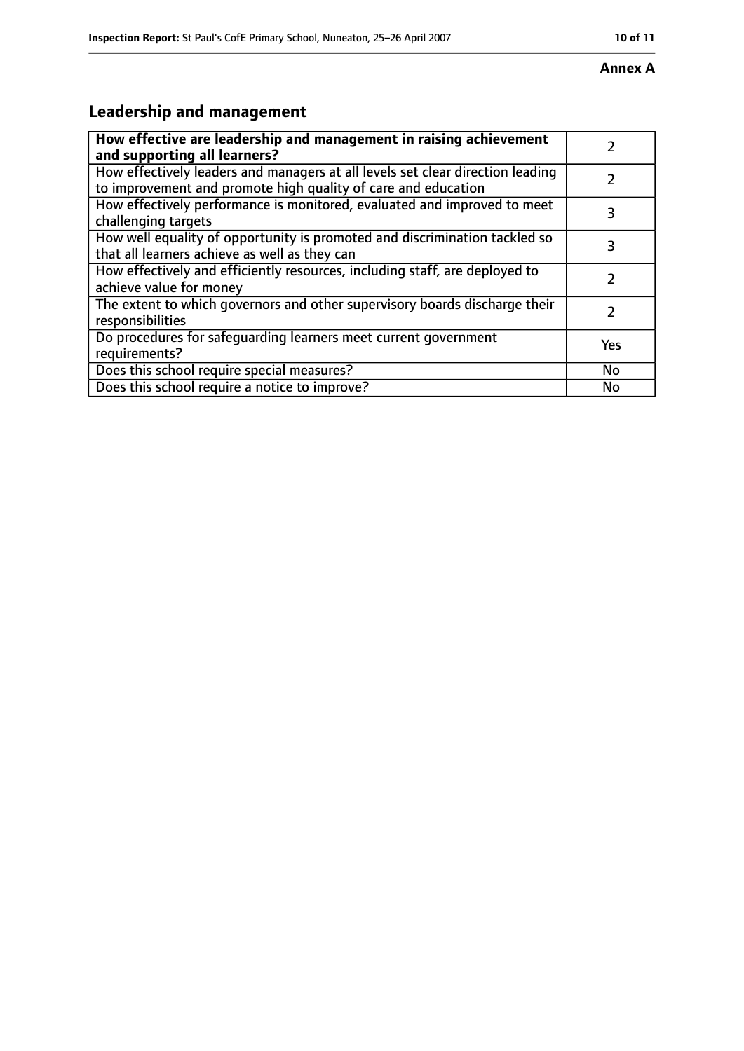**Annex A**

## Leadership and management

| How effective are leadership and management in raising achievement and supporting all learners? | 2 |
|---|---|
| How effectively leaders and managers at all levels set clear direction leading to improvement and promote high quality of care and education | 2 |
| How effectively performance is monitored, evaluated and improved to meet challenging targets | 3 |
| How well equality of opportunity is promoted and discrimination tackled so that all learners achieve as well as they can | 3 |
| How effectively and efficiently resources, including staff, are deployed to achieve value for money | 2 |
| The extent to which governors and other supervisory boards discharge their responsibilities | 2 |
| Do procedures for safeguarding learners meet current government requirements? | Yes |
| Does this school require special measures? | No |
| Does this school require a notice to improve? | No |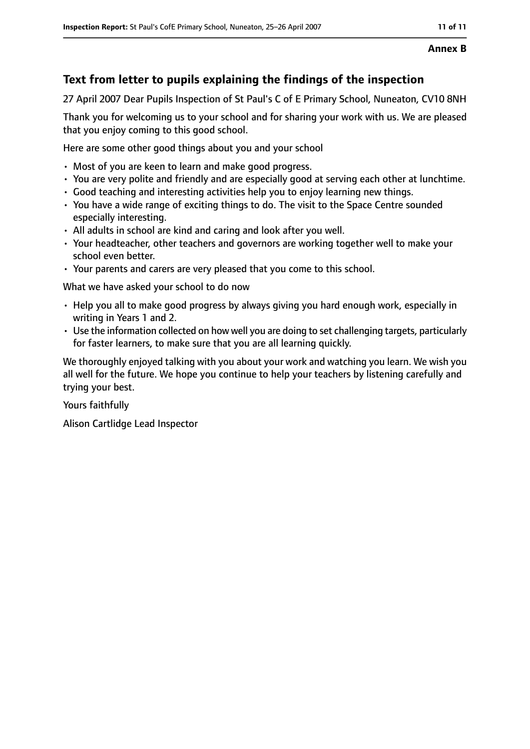**Annex B**

## Text from letter to pupils explaining the findings of the inspection

27 April 2007 Dear Pupils Inspection of St Paul's C of E Primary School, Nuneaton, CV10 8NH

Thank you for welcoming us to your school and for sharing your work with us. We are pleased that you enjoy coming to this good school.

Here are some other good things about you and your school

- Most of you are keen to learn and make good progress.
- You are very polite and friendly and are especially good at serving each other at lunchtime.
- Good teaching and interesting activities help you to enjoy learning new things.
- You have a wide range of exciting things to do. The visit to the Space Centre sounded especially interesting.
- All adults in school are kind and caring and look after you well.
- Your headteacher, other teachers and governors are working together well to make your school even better.
- Your parents and carers are very pleased that you come to this school.

What we have asked your school to do now

- Help you all to make good progress by always giving you hard enough work, especially in writing in Years 1 and 2.
- Use the information collected on how well you are doing to set challenging targets, particularly for faster learners, to make sure that you are all learning quickly.

We thoroughly enjoyed talking with you about your work and watching you learn. We wish you all well for the future. We hope you continue to help your teachers by listening carefully and trying your best.

Yours faithfully

Alison Cartlidge Lead Inspector